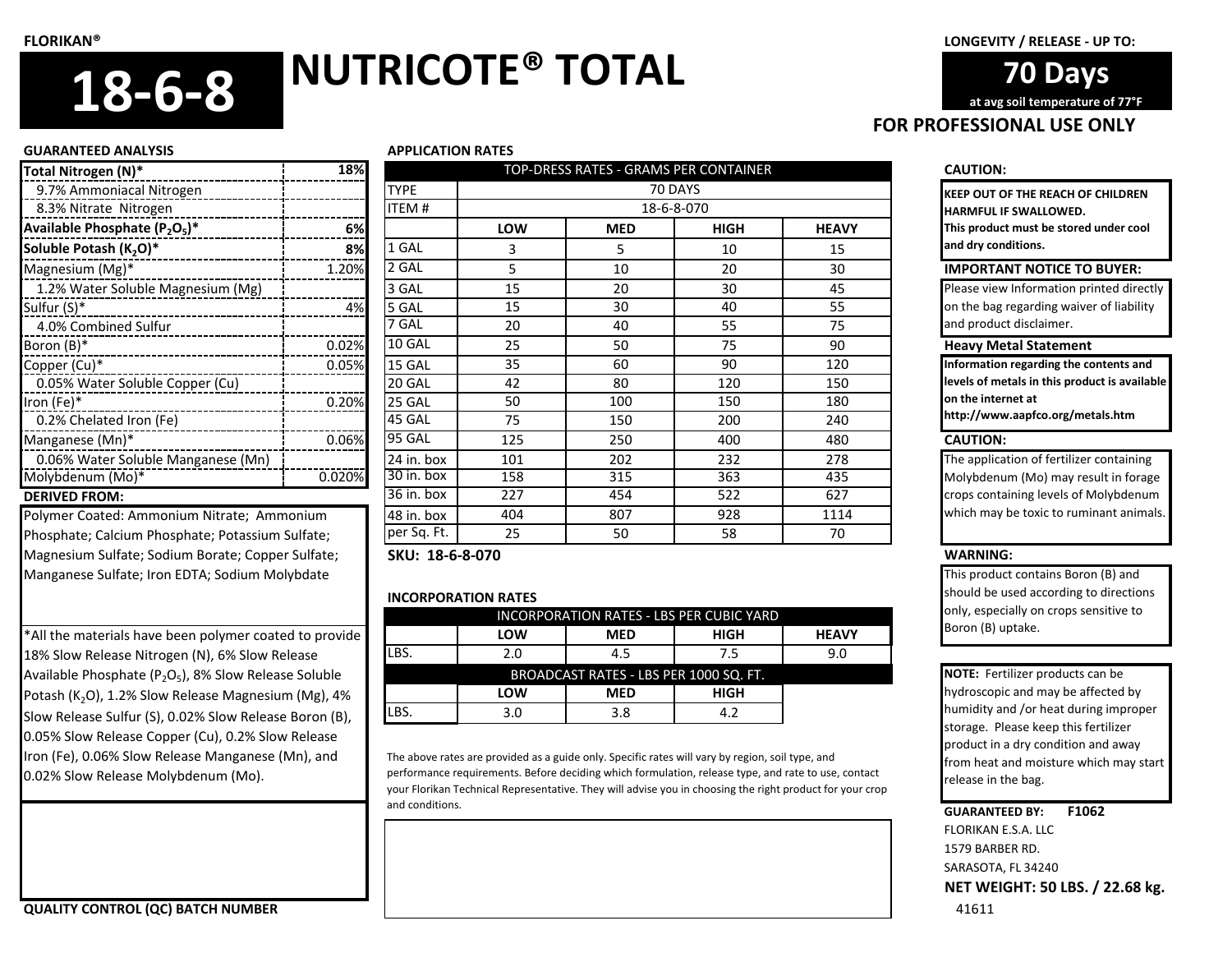FLORIKAN®

# 18-6-8 NUTRICOTE® TOTAL

LONGEVITY / RELEASE - UP TO:

**70 Days**

at avg soil temperature of 77°F

**FOR PROFESSIONAL USE ONLY**

## GUARANTEED ANALYSIS

| Component | % |
|---|---|
| **Total Nitrogen (N)*** | **18%** |
| 9.7% Ammoniacal Nitrogen | |
| 8.3% Nitrate Nitrogen | |
| **Available Phosphate ($P_2O_5$)*** | **6%** |
| **Soluble Potash ($K_2O$)*** | **8%** |
| Magnesium (Mg)* | 1.20% |
| 1.2% Water Soluble Magnesium (Mg) | |
| Sulfur (S)* | 4% |
| 4.0% Combined Sulfur | |
| Boron (B)* | 0.02% |
| Copper (Cu)* | 0.05% |
| 0.05% Water Soluble Copper (Cu) | |
| Iron (Fe)* | 0.20% |
| 0.2% Chelated Iron (Fe) | |
| Manganese (Mn)* | 0.06% |
| 0.06% Water Soluble Manganese (Mn) | |
| Molybdenum (Mo)* | 0.020% |

**DERIVED FROM:**

Polymer Coated: Ammonium Nitrate; Ammonium Phosphate; Calcium Phosphate; Potassium Sulfate; Magnesium Sulfate; Sodium Borate; Copper Sulfate; Manganese Sulfate; Iron EDTA; Sodium Molybdate

*All the materials have been polymer coated to provide 18% Slow Release Nitrogen (N), 6% Slow Release Available Phosphate ($P_2O_5$), 8% Slow Release Soluble Potash ($K_2O$), 1.2% Slow Release Magnesium (Mg), 4% Slow Release Sulfur (S), 0.02% Slow Release Boron (B), 0.05% Slow Release Copper (Cu), 0.2% Slow Release Iron (Fe), 0.06% Slow Release Manganese (Mn), and 0.02% Slow Release Molybdenum (Mo).

**QUALITY CONTROL (QC) BATCH NUMBER**

## APPLICATION RATES

| TOP-DRESS RATES - GRAMS PER CONTAINER | | | | |
|---|---|---|---|---|
| TYPE | 70 DAYS | | | |
| ITEM # | 18-6-8-070 | | | |
| | **LOW** | **MED** | **HIGH** | **HEAVY** |
| 1 GAL | 3 | 5 | 10 | 15 |
| 2 GAL | 5 | 10 | 20 | 30 |
| 3 GAL | 15 | 20 | 30 | 45 |
| 5 GAL | 15 | 30 | 40 | 55 |
| 7 GAL | 20 | 40 | 55 | 75 |
| 10 GAL | 25 | 50 | 75 | 90 |
| 15 GAL | 35 | 60 | 90 | 120 |
| 20 GAL | 42 | 80 | 120 | 150 |
| 25 GAL | 50 | 100 | 150 | 180 |
| 45 GAL | 75 | 150 | 200 | 240 |
| 95 GAL | 125 | 250 | 400 | 480 |
| 24 in. box | 101 | 202 | 232 | 278 |
| 30 in. box | 158 | 315 | 363 | 435 |
| 36 in. box | 227 | 454 | 522 | 627 |
| 48 in. box | 404 | 807 | 928 | 1114 |
| per Sq. Ft. | 25 | 50 | 58 | 70 |

**SKU: 18-6-8-070**

**INCORPORATION RATES**

| INCORPORATION RATES - LBS PER CUBIC YARD | | | | |
|---|---|---|---|---|
| | **LOW** | **MED** | **HIGH** | **HEAVY** |
| LBS. | 2.0 | 4.5 | 7.5 | 9.0 |

| BROADCAST RATES - LBS PER 1000 SQ. FT. | | | |
|---|---|---|---|
| | **LOW** | **MED** | **HIGH** |
| LBS. | 3.0 | 3.8 | 4.2 |

The above rates are provided as a guide only. Specific rates will vary by region, soil type, and performance requirements. Before deciding which formulation, release type, and rate to use, contact your Florikan Technical Representative. They will advise you in choosing the right product for your crop and conditions.

**CAUTION:**

**KEEP OUT OF THE REACH OF CHILDREN HARMFUL IF SWALLOWED. This product must be stored under cool and dry conditions.**

**IMPORTANT NOTICE TO BUYER:**

Please view Information printed directly on the bag regarding waiver of liability and product disclaimer.

**Heavy Metal Statement**

**Information regarding the contents and levels of metals in this product is available on the internet at http://www.aapfco.org/metals.htm**

**CAUTION:**

The application of fertilizer containing Molybdenum (Mo) may result in forage crops containing levels of Molybdenum which may be toxic to ruminant animals.

**WARNING:**

This product contains Boron (B) and should be used according to directions only, especially on crops sensitive to Boron (B) uptake.

**NOTE:** Fertilizer products can be hydroscopic and may be affected by humidity and /or heat during improper storage. Please keep this fertilizer product in a dry condition and away from heat and moisture which may start release in the bag.

**GUARANTEED BY: F1062**

FLORIKAN E.S.A. LLC
1579 BARBER RD.
SARASOTA, FL 34240

**NET WEIGHT: 50 LBS. / 22.68 kg.**

41611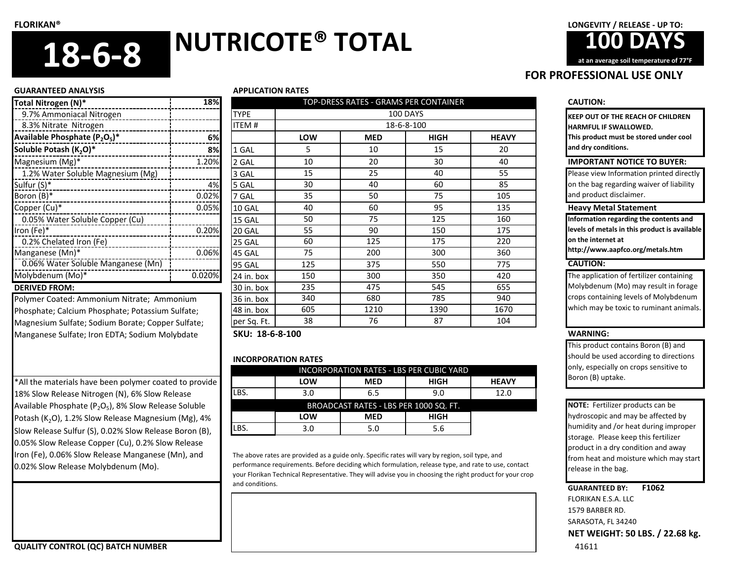FLORIKAN®

# 18-6-8 NUTRICOTE® TOTAL

LONGEVITY / RELEASE - UP TO:

**100 DAYS**

at an average soil temperature of 77°F

**FOR PROFESSIONAL USE ONLY**

## GUARANTEED ANALYSIS

| | |
|---|---|
| **Total Nitrogen (N)*** | **18%** |
| 9.7% Ammoniacal Nitrogen | |
| 8.3% Nitrate Nitrogen | |
| **Available Phosphate ($P_2O_5$)*** | **6%** |
| **Soluble Potash ($K_2O$)*** | **8%** |
| Magnesium (Mg)* | 1.20% |
| 1.2% Water Soluble Magnesium (Mg) | |
| Sulfur (S)* | 4% |
| Boron (B)* | 0.02% |
| Copper (Cu)* | 0.05% |
| 0.05% Water Soluble Copper (Cu) | |
| Iron (Fe)* | 0.20% |
| 0.2% Chelated Iron (Fe) | |
| Manganese (Mn)* | 0.06% |
| 0.06% Water Soluble Manganese (Mn) | |
| Molybdenum (Mo)* | 0.020% |

**DERIVED FROM:**

Polymer Coated: Ammonium Nitrate; Ammonium Phosphate; Calcium Phosphate; Potassium Sulfate; Magnesium Sulfate; Sodium Borate; Copper Sulfate; Manganese Sulfate; Iron EDTA; Sodium Molybdate

*All the materials have been polymer coated to provide 18% Slow Release Nitrogen (N), 6% Slow Release Available Phosphate ($P_2O_5$), 8% Slow Release Soluble Potash ($K_2O$), 1.2% Slow Release Magnesium (Mg), 4% Slow Release Sulfur (S), 0.02% Slow Release Boron (B), 0.05% Slow Release Copper (Cu), 0.2% Slow Release Iron (Fe), 0.06% Slow Release Manganese (Mn), and 0.02% Slow Release Molybdenum (Mo).

**QUALITY CONTROL (QC) BATCH NUMBER**

## APPLICATION RATES

| TOP-DRESS RATES - GRAMS PER CONTAINER | | | | |
|---|---|---|---|---|
| TYPE | 100 DAYS | | | |
| ITEM # | 18-6-8-100 | | | |
| | **LOW** | **MED** | **HIGH** | **HEAVY** |
| 1 GAL | 5 | 10 | 15 | 20 |
| 2 GAL | 10 | 20 | 30 | 40 |
| 3 GAL | 15 | 25 | 40 | 55 |
| 5 GAL | 30 | 40 | 60 | 85 |
| 7 GAL | 35 | 50 | 75 | 105 |
| 10 GAL | 40 | 60 | 95 | 135 |
| 15 GAL | 50 | 75 | 125 | 160 |
| 20 GAL | 55 | 90 | 150 | 175 |
| 25 GAL | 60 | 125 | 175 | 220 |
| 45 GAL | 75 | 200 | 300 | 360 |
| 95 GAL | 125 | 375 | 550 | 775 |
| 24 in. box | 150 | 300 | 350 | 420 |
| 30 in. box | 235 | 475 | 545 | 655 |
| 36 in. box | 340 | 680 | 785 | 940 |
| 48 in. box | 605 | 1210 | 1390 | 1670 |
| per Sq. Ft. | 38 | 76 | 87 | 104 |

**SKU: 18-6-8-100**

**INCORPORATION RATES**

| INCORPORATION RATES - LBS PER CUBIC YARD | | | | |
|---|---|---|---|---|
| | **LOW** | **MED** | **HIGH** | **HEAVY** |
| LBS. | 3.0 | 6.5 | 9.0 | 12.0 |

| BROADCAST RATES - LBS PER 1000 SQ. FT. | | | |
|---|---|---|---|
| | **LOW** | **MED** | **HIGH** |
| LBS. | 3.0 | 5.0 | 5.6 |

The above rates are provided as a guide only. Specific rates will vary by region, soil type, and performance requirements. Before deciding which formulation, release type, and rate to use, contact your Florikan Technical Representative. They will advise you in choosing the right product for your crop and conditions.

**CAUTION:**

**KEEP OUT OF THE REACH OF CHILDREN HARMFUL IF SWALLOWED. This product must be stored under cool and dry conditions.**

**IMPORTANT NOTICE TO BUYER:**

Please view Information printed directly on the bag regarding waiver of liability and product disclaimer.

**Heavy Metal Statement**

**Information regarding the contents and levels of metals in this product is available on the internet at http://www.aapfco.org/metals.htm**

**CAUTION:**

The application of fertilizer containing Molybdenum (Mo) may result in forage crops containing levels of Molybdenum which may be toxic to ruminant animals.

**WARNING:**

This product contains Boron (B) and should be used according to directions only, especially on crops sensitive to Boron (B) uptake.

**NOTE:** Fertilizer products can be hydroscopic and may be affected by humidity and /or heat during improper storage. Please keep this fertilizer product in a dry condition and away from heat and moisture which may start release in the bag.

**GUARANTEED BY:** **F1062**

FLORIKAN E.S.A. LLC

1579 BARBER RD.

SARASOTA, FL 34240

**NET WEIGHT: 50 LBS. / 22.68 kg.**

41611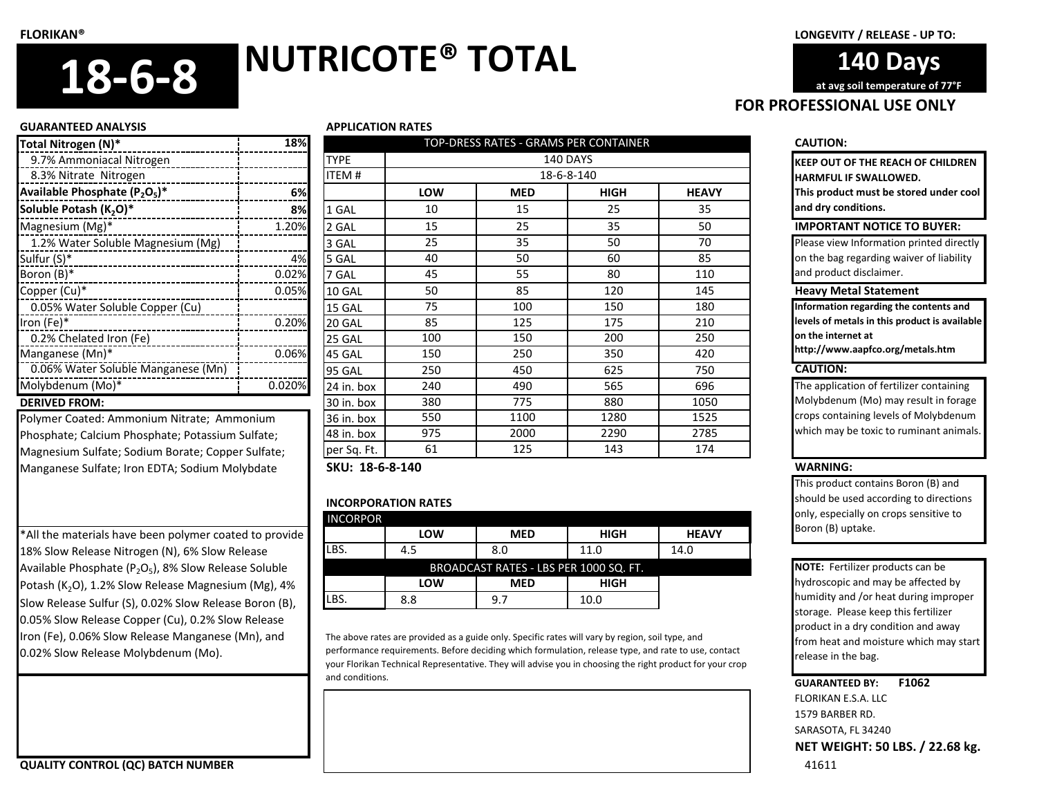FLORIKAN®

# 18-6-8 NUTRICOTE® TOTAL

LONGEVITY / RELEASE - UP TO:

**140 Days**

at avg soil temperature of 77°F

**FOR PROFESSIONAL USE ONLY**

## GUARANTEED ANALYSIS

| Nutrient | % |
|---|---|
| **Total Nitrogen (N)*** | **18%** |
| 9.7% Ammoniacal Nitrogen | |
| 8.3% Nitrate Nitrogen | |
| **Available Phosphate ($P_2O_5$)*** | **6%** |
| **Soluble Potash ($K_2O$)*** | **8%** |
| Magnesium (Mg)* | 1.20% |
| 1.2% Water Soluble Magnesium (Mg) | |
| Sulfur (S)* | 4% |
| Boron (B)* | 0.02% |
| Copper (Cu)* | 0.05% |
| 0.05% Water Soluble Copper (Cu) | |
| Iron (Fe)* | 0.20% |
| 0.2% Chelated Iron (Fe) | |
| Manganese (Mn)* | 0.06% |
| 0.06% Water Soluble Manganese (Mn) | |
| Molybdenum (Mo)* | 0.020% |

**DERIVED FROM:**

Polymer Coated: Ammonium Nitrate; Ammonium Phosphate; Calcium Phosphate; Potassium Sulfate; Magnesium Sulfate; Sodium Borate; Copper Sulfate; Manganese Sulfate; Iron EDTA; Sodium Molybdate

*All the materials have been polymer coated to provide 18% Slow Release Nitrogen (N), 6% Slow Release Available Phosphate ($P_2O_5$), 8% Slow Release Soluble Potash ($K_2O$), 1.2% Slow Release Magnesium (Mg), 4% Slow Release Sulfur (S), 0.02% Slow Release Boron (B), 0.05% Slow Release Copper (Cu), 0.2% Slow Release Iron (Fe), 0.06% Slow Release Manganese (Mn), and 0.02% Slow Release Molybdenum (Mo).

**QUALITY CONTROL (QC) BATCH NUMBER**

## APPLICATION RATES

| TOP-DRESS RATES - GRAMS PER CONTAINER | | | | |
|---|---|---|---|---|
| TYPE | 140 DAYS | | | |
| ITEM # | 18-6-8-140 | | | |
| | **LOW** | **MED** | **HIGH** | **HEAVY** |
| 1 GAL | 10 | 15 | 25 | 35 |
| 2 GAL | 15 | 25 | 35 | 50 |
| 3 GAL | 25 | 35 | 50 | 70 |
| 5 GAL | 40 | 50 | 60 | 85 |
| 7 GAL | 45 | 55 | 80 | 110 |
| 10 GAL | 50 | 85 | 120 | 145 |
| 15 GAL | 75 | 100 | 150 | 180 |
| 20 GAL | 85 | 125 | 175 | 210 |
| 25 GAL | 100 | 150 | 200 | 250 |
| 45 GAL | 150 | 250 | 350 | 420 |
| 95 GAL | 250 | 450 | 625 | 750 |
| 24 in. box | 240 | 490 | 565 | 696 |
| 30 in. box | 380 | 775 | 880 | 1050 |
| 36 in. box | 550 | 1100 | 1280 | 1525 |
| 48 in. box | 975 | 2000 | 2290 | 2785 |
| per Sq. Ft. | 61 | 125 | 143 | 174 |

**SKU: 18-6-8-140**

## INCORPORATION RATES

| INCORPOR | | | | |
|---|---|---|---|---|
| | **LOW** | **MED** | **HIGH** | **HEAVY** |
| LBS. | 4.5 | 8.0 | 11.0 | 14.0 |

| BROADCAST RATES - LBS PER 1000 SQ. FT. | | | |
|---|---|---|---|
| | **LOW** | **MED** | **HIGH** |
| LBS. | 8.8 | 9.7 | 10.0 |

The above rates are provided as a guide only. Specific rates will vary by region, soil type, and performance requirements. Before deciding which formulation, release type, and rate to use, contact your Florikan Technical Representative. They will advise you in choosing the right product for your crop and conditions.

**CAUTION:**

**KEEP OUT OF THE REACH OF CHILDREN**
**HARMFUL IF SWALLOWED.**
**This product must be stored under cool and dry conditions.**

**IMPORTANT NOTICE TO BUYER:**

Please view Information printed directly on the bag regarding waiver of liability and product disclaimer.

**Heavy Metal Statement**

**Information regarding the contents and levels of metals in this product is available on the internet at http://www.aapfco.org/metals.htm**

**CAUTION:**

The application of fertilizer containing Molybdenum (Mo) may result in forage crops containing levels of Molybdenum which may be toxic to ruminant animals.

**WARNING:**

This product contains Boron (B) and should be used according to directions only, especially on crops sensitive to Boron (B) uptake.

**NOTE:** Fertilizer products can be hydroscopic and may be affected by humidity and /or heat during improper storage. Please keep this fertilizer product in a dry condition and away from heat and moisture which may start release in the bag.

**GUARANTEED BY:** **F1062**
FLORIKAN E.S.A. LLC
1579 BARBER RD.
SARASOTA, FL 34240

**NET WEIGHT: 50 LBS. / 22.68 kg.**

41611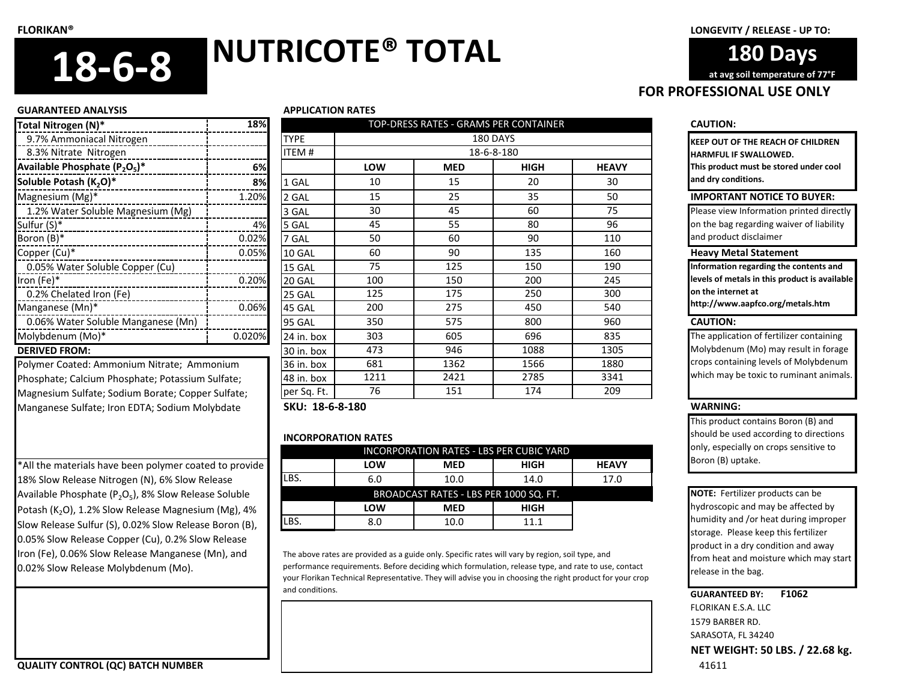FLORIKAN®

# 18-6-8 NUTRICOTE® TOTAL

LONGEVITY / RELEASE - UP TO:

**180 Days**

at avg soil temperature of 77°F

**FOR PROFESSIONAL USE ONLY**

## GUARANTEED ANALYSIS

| Nutrient | % |
|---|---|
| **Total Nitrogen (N)*** | **18%** |
| 9.7% Ammoniacal Nitrogen | |
| 8.3% Nitrate Nitrogen | |
| **Available Phosphate ($P_2O_5$)*** | **6%** |
| **Soluble Potash ($K_2O$)*** | **8%** |
| Magnesium (Mg)* | 1.20% |
| 1.2% Water Soluble Magnesium (Mg) | |
| Sulfur (S)* | 4% |
| Boron (B)* | 0.02% |
| Copper (Cu)* | 0.05% |
| 0.05% Water Soluble Copper (Cu) | |
| Iron (Fe)* | 0.20% |
| 0.2% Chelated Iron (Fe) | |
| Manganese (Mn)* | 0.06% |
| 0.06% Water Soluble Manganese (Mn) | |
| Molybdenum (Mo)* | 0.020% |

**DERIVED FROM:**

Polymer Coated: Ammonium Nitrate; Ammonium Phosphate; Calcium Phosphate; Potassium Sulfate; Magnesium Sulfate; Sodium Borate; Copper Sulfate; Manganese Sulfate; Iron EDTA; Sodium Molybdate

*All the materials have been polymer coated to provide 18% Slow Release Nitrogen (N), 6% Slow Release Available Phosphate ($P_2O_5$), 8% Slow Release Soluble Potash ($K_2O$), 1.2% Slow Release Magnesium (Mg), 4% Slow Release Sulfur (S), 0.02% Slow Release Boron (B), 0.05% Slow Release Copper (Cu), 0.2% Slow Release Iron (Fe), 0.06% Slow Release Manganese (Mn), and 0.02% Slow Release Molybdenum (Mo).

**QUALITY CONTROL (QC) BATCH NUMBER**

## APPLICATION RATES

| TOP-DRESS RATES - GRAMS PER CONTAINER | | | | |
|---|---|---|---|---|
| TYPE | 180 DAYS | | | |
| ITEM # | 18-6-8-180 | | | |
| | **LOW** | **MED** | **HIGH** | **HEAVY** |
| 1 GAL | 10 | 15 | 20 | 30 |
| 2 GAL | 15 | 25 | 35 | 50 |
| 3 GAL | 30 | 45 | 60 | 75 |
| 5 GAL | 45 | 55 | 80 | 96 |
| 7 GAL | 50 | 60 | 90 | 110 |
| 10 GAL | 60 | 90 | 135 | 160 |
| 15 GAL | 75 | 125 | 150 | 190 |
| 20 GAL | 100 | 150 | 200 | 245 |
| 25 GAL | 125 | 175 | 250 | 300 |
| 45 GAL | 200 | 275 | 450 | 540 |
| 95 GAL | 350 | 575 | 800 | 960 |
| 24 in. box | 303 | 605 | 696 | 835 |
| 30 in. box | 473 | 946 | 1088 | 1305 |
| 36 in. box | 681 | 1362 | 1566 | 1880 |
| 48 in. box | 1211 | 2421 | 2785 | 3341 |
| per Sq. Ft. | 76 | 151 | 174 | 209 |

**SKU: 18-6-8-180**

**INCORPORATION RATES**

| INCORPORATION RATES - LBS PER CUBIC YARD | | | | |
|---|---|---|---|---|
| | **LOW** | **MED** | **HIGH** | **HEAVY** |
| LBS. | 6.0 | 10.0 | 14.0 | 17.0 |

| BROADCAST RATES - LBS PER 1000 SQ. FT. | | | |
|---|---|---|---|
| | **LOW** | **MED** | **HIGH** |
| LBS. | 8.0 | 10.0 | 11.1 |

The above rates are provided as a guide only. Specific rates will vary by region, soil type, and performance requirements. Before deciding which formulation, release type, and rate to use, contact your Florikan Technical Representative. They will advise you in choosing the right product for your crop and conditions.

**CAUTION:**

**KEEP OUT OF THE REACH OF CHILDREN HARMFUL IF SWALLOWED. This product must be stored under cool and dry conditions.**

**IMPORTANT NOTICE TO BUYER:**

Please view Information printed directly on the bag regarding waiver of liability and product disclaimer

**Heavy Metal Statement**

**Information regarding the contents and levels of metals in this product is available on the internet at http://www.aapfco.org/metals.htm**

**CAUTION:**

The application of fertilizer containing Molybdenum (Mo) may result in forage crops containing levels of Molybdenum which may be toxic to ruminant animals.

**WARNING:**

This product contains Boron (B) and should be used according to directions only, especially on crops sensitive to Boron (B) uptake.

**NOTE:** Fertilizer products can be hydroscopic and may be affected by humidity and /or heat during improper storage. Please keep this fertilizer product in a dry condition and away from heat and moisture which may start release in the bag.

**GUARANTEED BY:** **F1062**

FLORIKAN E.S.A. LLC
1579 BARBER RD.
SARASOTA, FL 34240

**NET WEIGHT: 50 LBS. / 22.68 kg.**

41611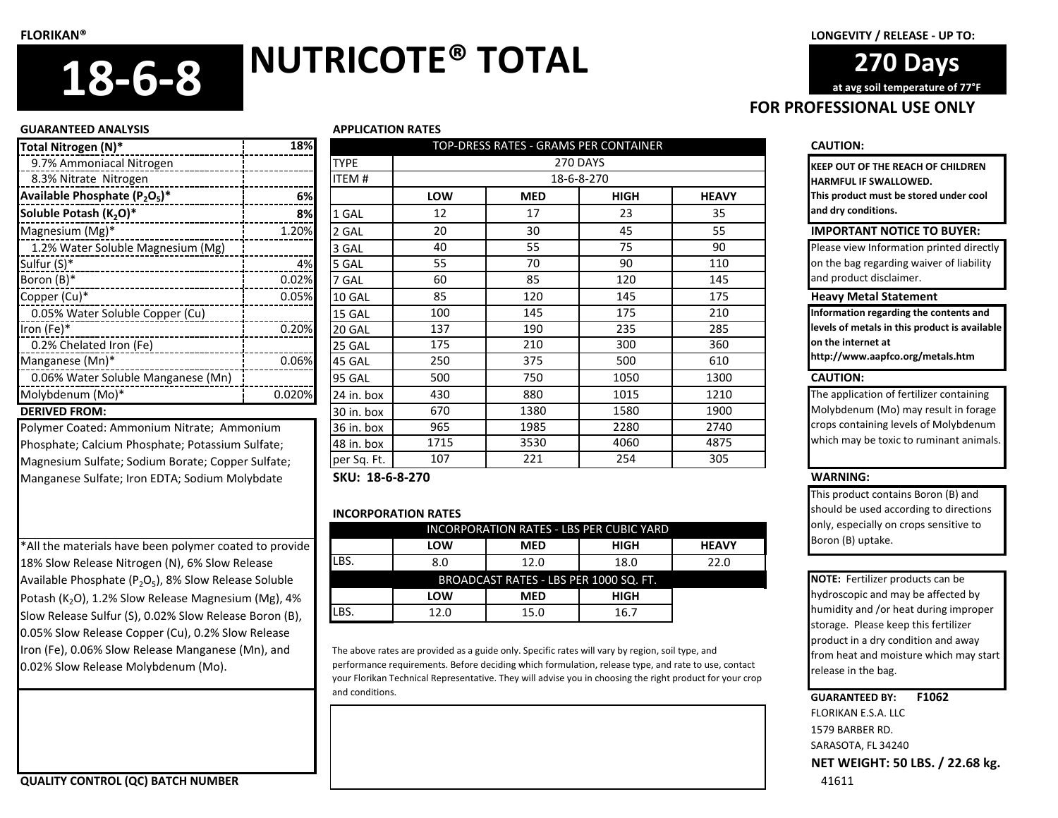FLORIKAN®

# 18-6-8 NUTRICOTE® TOTAL

LONGEVITY / RELEASE - UP TO:

**270 Days**

at avg soil temperature of 77°F

**FOR PROFESSIONAL USE ONLY**

## GUARANTEED ANALYSIS

| | |
|---|---|
| **Total Nitrogen (N)*** | **18%** |
| 9.7% Ammoniacal Nitrogen | |
| 8.3% Nitrate Nitrogen | |
| **Available Phosphate ($P_2O_5$)*** | **6%** |
| **Soluble Potash ($K_2O$)*** | **8%** |
| Magnesium (Mg)* | 1.20% |
| 1.2% Water Soluble Magnesium (Mg) | |
| Sulfur (S)* | 4% |
| Boron (B)* | 0.02% |
| Copper (Cu)* | 0.05% |
| 0.05% Water Soluble Copper (Cu) | |
| Iron (Fe)* | 0.20% |
| 0.2% Chelated Iron (Fe) | |
| Manganese (Mn)* | 0.06% |
| 0.06% Water Soluble Manganese (Mn) | |
| Molybdenum (Mo)* | 0.020% |

**DERIVED FROM:**

Polymer Coated: Ammonium Nitrate; Ammonium Phosphate; Calcium Phosphate; Potassium Sulfate; Magnesium Sulfate; Sodium Borate; Copper Sulfate; Manganese Sulfate; Iron EDTA; Sodium Molybdate

*All the materials have been polymer coated to provide 18% Slow Release Nitrogen (N), 6% Slow Release Available Phosphate ($P_2O_5$), 8% Slow Release Soluble Potash ($K_2O$), 1.2% Slow Release Magnesium (Mg), 4% Slow Release Sulfur (S), 0.02% Slow Release Boron (B), 0.05% Slow Release Copper (Cu), 0.2% Slow Release Iron (Fe), 0.06% Slow Release Manganese (Mn), and 0.02% Slow Release Molybdenum (Mo).

**QUALITY CONTROL (QC) BATCH NUMBER**

## APPLICATION RATES

| TOP-DRESS RATES - GRAMS PER CONTAINER | | | | |
|---|---|---|---|---|
| TYPE | 270 DAYS | | | |
| ITEM # | 18-6-8-270 | | | |
| | **LOW** | **MED** | **HIGH** | **HEAVY** |
| 1 GAL | 12 | 17 | 23 | 35 |
| 2 GAL | 20 | 30 | 45 | 55 |
| 3 GAL | 40 | 55 | 75 | 90 |
| 5 GAL | 55 | 70 | 90 | 110 |
| 7 GAL | 60 | 85 | 120 | 145 |
| 10 GAL | 85 | 120 | 145 | 175 |
| 15 GAL | 100 | 145 | 175 | 210 |
| 20 GAL | 137 | 190 | 235 | 285 |
| 25 GAL | 175 | 210 | 300 | 360 |
| 45 GAL | 250 | 375 | 500 | 610 |
| 95 GAL | 500 | 750 | 1050 | 1300 |
| 24 in. box | 430 | 880 | 1015 | 1210 |
| 30 in. box | 670 | 1380 | 1580 | 1900 |
| 36 in. box | 965 | 1985 | 2280 | 2740 |
| 48 in. box | 1715 | 3530 | 4060 | 4875 |
| per Sq. Ft. | 107 | 221 | 254 | 305 |

**SKU: 18-6-8-270**

## INCORPORATION RATES

| INCORPORATION RATES - LBS PER CUBIC YARD | | | | |
|---|---|---|---|---|
| | **LOW** | **MED** | **HIGH** | **HEAVY** |
| LBS. | 8.0 | 12.0 | 18.0 | 22.0 |

| BROADCAST RATES - LBS PER 1000 SQ. FT. | | | |
|---|---|---|---|
| | **LOW** | **MED** | **HIGH** |
| LBS. | 12.0 | 15.0 | 16.7 |

The above rates are provided as a guide only. Specific rates will vary by region, soil type, and performance requirements. Before deciding which formulation, release type, and rate to use, contact your Florikan Technical Representative. They will advise you in choosing the right product for your crop and conditions.

**CAUTION:**

**KEEP OUT OF THE REACH OF CHILDREN HARMFUL IF SWALLOWED. This product must be stored under cool and dry conditions.**

**IMPORTANT NOTICE TO BUYER:**

Please view Information printed directly on the bag regarding waiver of liability and product disclaimer.

**Heavy Metal Statement**

**Information regarding the contents and levels of metals in this product is available on the internet at http://www.aapfco.org/metals.htm**

**CAUTION:**

The application of fertilizer containing Molybdenum (Mo) may result in forage crops containing levels of Molybdenum which may be toxic to ruminant animals.

**WARNING:**

This product contains Boron (B) and should be used according to directions only, especially on crops sensitive to Boron (B) uptake.

**NOTE:** Fertilizer products can be hydroscopic and may be affected by humidity and /or heat during improper storage. Please keep this fertilizer product in a dry condition and away from heat and moisture which may start release in the bag.

**GUARANTEED BY:** **F1062**

FLORIKAN E.S.A. LLC
1579 BARBER RD.
SARASOTA, FL 34240

**NET WEIGHT: 50 LBS. / 22.68 kg.**

41611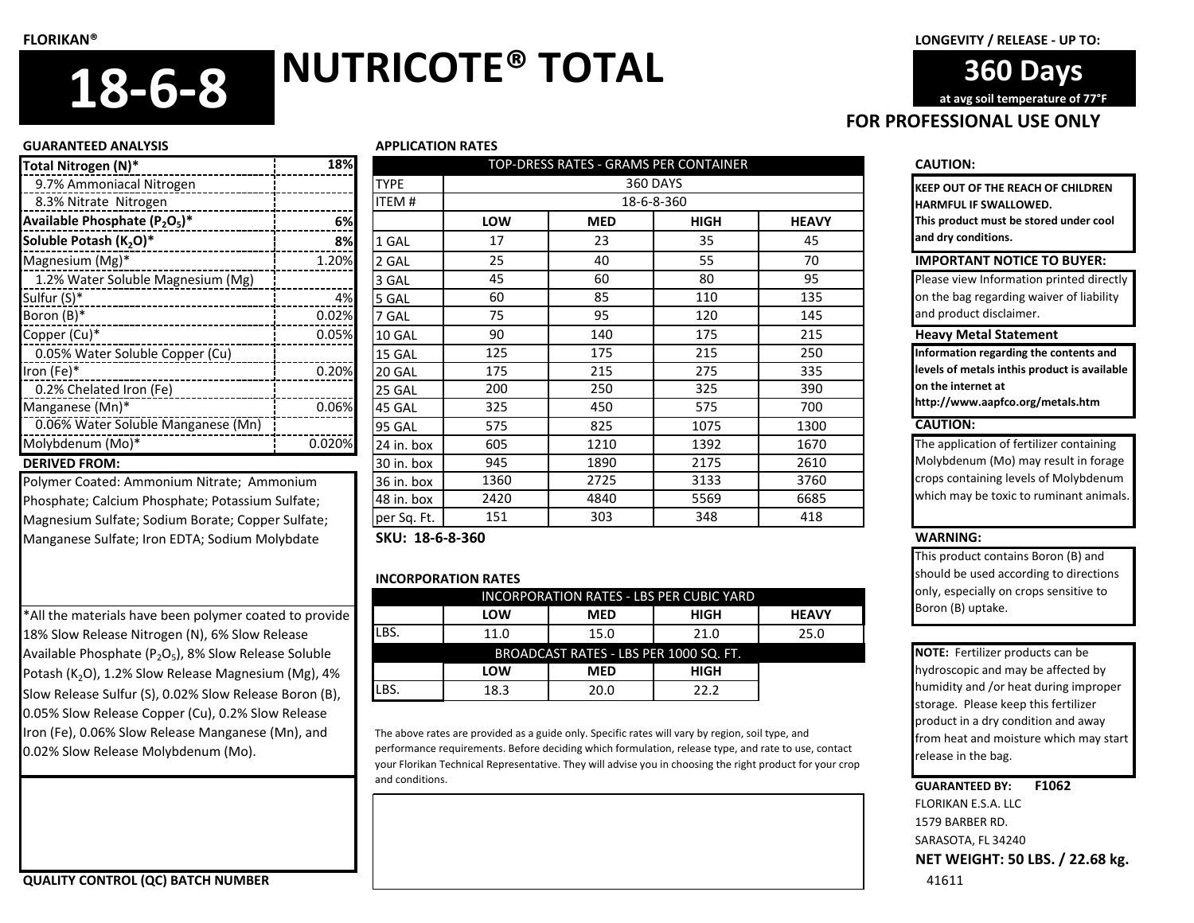FLORIKAN®

# 18-6-8 NUTRICOTE® TOTAL

LONGEVITY / RELEASE - UP TO:

**360 Days**

at avg soil temperature of 77°F

**FOR PROFESSIONAL USE ONLY**

## GUARANTEED ANALYSIS

| | |
|---|---|
| **Total Nitrogen (N)*** | **18%** |
| 9.7% Ammoniacal Nitrogen | |
| 8.3% Nitrate Nitrogen | |
| **Available Phosphate ($P_2O_5$)*** | **6%** |
| **Soluble Potash ($K_2O$)*** | **8%** |
| Magnesium (Mg)* | 1.20% |
| 1.2% Water Soluble Magnesium (Mg) | |
| Sulfur (S)* | 4% |
| Boron (B)* | 0.02% |
| Copper (Cu)* | 0.05% |
| 0.05% Water Soluble Copper (Cu) | |
| Iron (Fe)* | 0.20% |
| 0.2% Chelated Iron (Fe) | |
| Manganese (Mn)* | 0.06% |
| 0.06% Water Soluble Manganese (Mn) | |
| Molybdenum (Mo)* | 0.020% |

**DERIVED FROM:**

Polymer Coated: Ammonium Nitrate; Ammonium Phosphate; Calcium Phosphate; Potassium Sulfate; Magnesium Sulfate; Sodium Borate; Copper Sulfate; Manganese Sulfate; Iron EDTA; Sodium Molybdate

*All the materials have been polymer coated to provide 18% Slow Release Nitrogen (N), 6% Slow Release Available Phosphate ($P_2O_5$), 8% Slow Release Soluble Potash ($K_2O$), 1.2% Slow Release Magnesium (Mg), 4% Slow Release Sulfur (S), 0.02% Slow Release Boron (B), 0.05% Slow Release Copper (Cu), 0.2% Slow Release Iron (Fe), 0.06% Slow Release Manganese (Mn), and 0.02% Slow Release Molybdenum (Mo).

**QUALITY CONTROL (QC) BATCH NUMBER**

## APPLICATION RATES

| TOP-DRESS RATES - GRAMS PER CONTAINER | | | | |
|---|---|---|---|---|
| TYPE | 360 DAYS | | | |
| ITEM # | 18-6-8-360 | | | |
| | **LOW** | **MED** | **HIGH** | **HEAVY** |
| 1 GAL | 17 | 23 | 35 | 45 |
| 2 GAL | 25 | 40 | 55 | 70 |
| 3 GAL | 45 | 60 | 80 | 95 |
| 5 GAL | 60 | 85 | 110 | 135 |
| 7 GAL | 75 | 95 | 120 | 145 |
| 10 GAL | 90 | 140 | 175 | 215 |
| 15 GAL | 125 | 175 | 215 | 250 |
| 20 GAL | 175 | 215 | 275 | 335 |
| 25 GAL | 200 | 250 | 325 | 390 |
| 45 GAL | 325 | 450 | 575 | 700 |
| 95 GAL | 575 | 825 | 1075 | 1300 |
| 24 in. box | 605 | 1210 | 1392 | 1670 |
| 30 in. box | 945 | 1890 | 2175 | 2610 |
| 36 in. box | 1360 | 2725 | 3133 | 3760 |
| 48 in. box | 2420 | 4840 | 5569 | 6685 |
| per Sq. Ft. | 151 | 303 | 348 | 418 |

**SKU: 18-6-8-360**

**INCORPORATION RATES**

| INCORPORATION RATES - LBS PER CUBIC YARD | | | | |
|---|---|---|---|---|
| | **LOW** | **MED** | **HIGH** | **HEAVY** |
| LBS. | 11.0 | 15.0 | 21.0 | 25.0 |

| BROADCAST RATES - LBS PER 1000 SQ. FT. | | | |
|---|---|---|---|
| | **LOW** | **MED** | **HIGH** |
| LBS. | 18.3 | 20.0 | 22.2 |

The above rates are provided as a guide only. Specific rates will vary by region, soil type, and performance requirements. Before deciding which formulation, release type, and rate to use, contact your Florikan Technical Representative. They will advise you in choosing the right product for your crop and conditions.

**CAUTION:**

**KEEP OUT OF THE REACH OF CHILDREN**
**HARMFUL IF SWALLOWED.**
**This product must be stored under cool and dry conditions.**

**IMPORTANT NOTICE TO BUYER:**

Please view Information printed directly on the bag regarding waiver of liability and product disclaimer.

**Heavy Metal Statement**

**Information regarding the contents and levels of metals inthis product is available on the internet at http://www.aapfco.org/metals.htm**

**CAUTION:**

The application of fertilizer containing Molybdenum (Mo) may result in forage crops containing levels of Molybdenum which may be toxic to ruminant animals.

**WARNING:**

This product contains Boron (B) and should be used according to directions only, especially on crops sensitive to Boron (B) uptake.

**NOTE:** Fertilizer products can be hydroscopic and may be affected by humidity and /or heat during improper storage. Please keep this fertilizer product in a dry condition and away from heat and moisture which may start release in the bag.

**GUARANTEED BY:** **F1062**
FLORIKAN E.S.A. LLC
1579 BARBER RD.
SARASOTA, FL 34240

**NET WEIGHT: 50 LBS. / 22.68 kg.**

41611